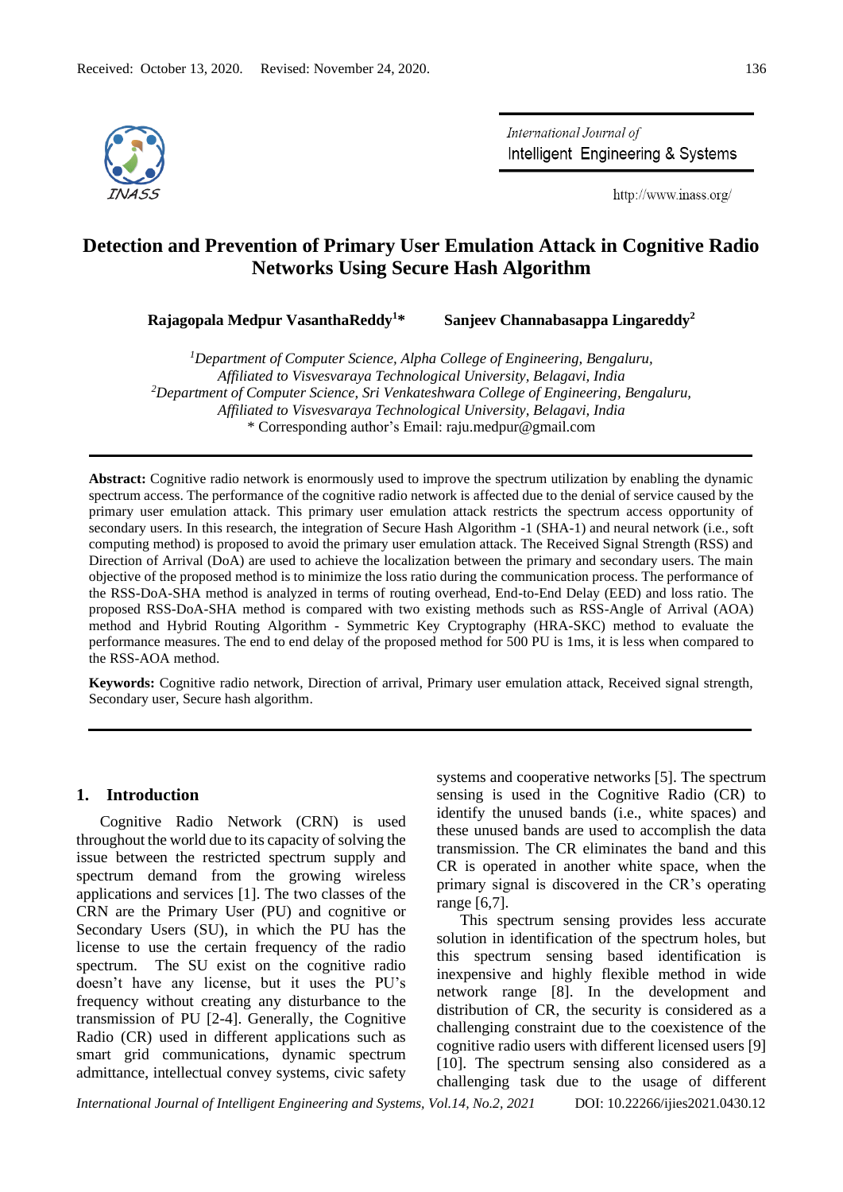Received: October 13, 2020. Revised: November 24, 2020.

# Detection and Prevention of Primary User Emulation Attack in Cognitive Radio Networks Using Secure Hash Algorithm

**Rajagopala Medpur VasanthaReddy[1]*** **Sanjeev Channabasappa Lingareddy[2]**

[1] *Department of Computer Science, Alpha College of Engineering, Bengaluru, Affiliated to Visvesvaraya Technological University, Belagavi, India*
[2] *Department of Computer Science, Sri Venkateshwara College of Engineering, Bengaluru, Affiliated to Visvesvaraya Technological University, Belagavi, India*
\* Corresponding author's Email: raju.medpur@gmail.com

**Abstract:** Cognitive radio network is enormously used to improve the spectrum utilization by enabling the dynamic spectrum access. The performance of the cognitive radio network is affected due to the denial of service caused by the primary user emulation attack. This primary user emulation attack restricts the spectrum access opportunity of secondary users. In this research, the integration of Secure Hash Algorithm -1 (SHA-1) and neural network (i.e., soft computing method) is proposed to avoid the primary user emulation attack. The Received Signal Strength (RSS) and Direction of Arrival (DoA) are used to achieve the localization between the primary and secondary users. The main objective of the proposed method is to minimize the loss ratio during the communication process. The performance of the RSS-DoA-SHA method is analyzed in terms of routing overhead, End-to-End Delay (EED) and loss ratio. The proposed RSS-DoA-SHA method is compared with two existing methods such as RSS-Angle of Arrival (AOA) method and Hybrid Routing Algorithm - Symmetric Key Cryptography (HRA-SKC) method to evaluate the performance measures. The end to end delay of the proposed method for 500 PU is 1ms, it is less when compared to the RSS-AOA method.

**Keywords:** Cognitive radio network, Direction of arrival, Primary user emulation attack, Received signal strength, Secondary user, Secure hash algorithm.

## 1. Introduction

Cognitive Radio Network (CRN) is used throughout the world due to its capacity of solving the issue between the restricted spectrum supply and spectrum demand from the growing wireless applications and services [1]. The two classes of the CRN are the Primary User (PU) and cognitive or Secondary Users (SU), in which the PU has the license to use the certain frequency of the radio spectrum. The SU exist on the cognitive radio doesn't have any license, but it uses the PU's frequency without creating any disturbance to the transmission of PU [2-4]. Generally, the Cognitive Radio (CR) used in different applications such as smart grid communications, dynamic spectrum admittance, intellectual convey systems, civic safety systems and cooperative networks [5]. The spectrum sensing is used in the Cognitive Radio (CR) to identify the unused bands (i.e., white spaces) and these unused bands are used to accomplish the data transmission. The CR eliminates the band and this CR is operated in another white space, when the primary signal is discovered in the CR's operating range [6,7].

This spectrum sensing provides less accurate solution in identification of the spectrum holes, but this spectrum sensing based identification is inexpensive and highly flexible method in wide network range [8]. In the development and distribution of CR, the security is considered as a challenging constraint due to the coexistence of the cognitive radio users with different licensed users [9] [10]. The spectrum sensing also considered as a challenging task due to the usage of different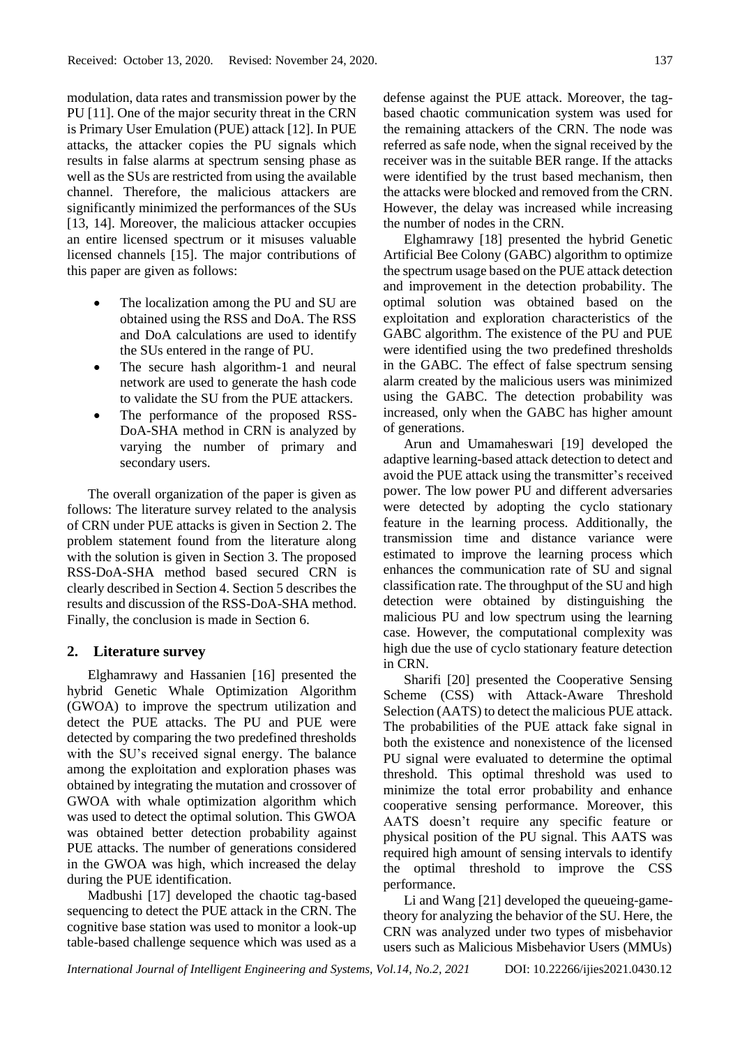modulation, data rates and transmission power by the PU [11]. One of the major security threat in the CRN is Primary User Emulation (PUE) attack [12]. In PUE attacks, the attacker copies the PU signals which results in false alarms at spectrum sensing phase as well as the SUs are restricted from using the available channel. Therefore, the malicious attackers are significantly minimized the performances of the SUs [13, 14]. Moreover, the malicious attacker occupies an entire licensed spectrum or it misuses valuable licensed channels [15]. The major contributions of this paper are given as follows:

- The localization among the PU and SU are obtained using the RSS and DoA. The RSS and DoA calculations are used to identify the SUs entered in the range of PU.
- The secure hash algorithm-1 and neural network are used to generate the hash code to validate the SU from the PUE attackers.
- The performance of the proposed RSS-DoA-SHA method in CRN is analyzed by varying the number of primary and secondary users.

The overall organization of the paper is given as follows: The literature survey related to the analysis of CRN under PUE attacks is given in Section 2. The problem statement found from the literature along with the solution is given in Section 3. The proposed RSS-DoA-SHA method based secured CRN is clearly described in Section 4. Section 5 describes the results and discussion of the RSS-DoA-SHA method. Finally, the conclusion is made in Section 6.

## 2. Literature survey

Elghamrawy and Hassanien [16] presented the hybrid Genetic Whale Optimization Algorithm (GWOA) to improve the spectrum utilization and detect the PUE attacks. The PU and PUE were detected by comparing the two predefined thresholds with the SU's received signal energy. The balance among the exploitation and exploration phases was obtained by integrating the mutation and crossover of GWOA with whale optimization algorithm which was used to detect the optimal solution. This GWOA was obtained better detection probability against PUE attacks. The number of generations considered in the GWOA was high, which increased the delay during the PUE identification.

Madbushi [17] developed the chaotic tag-based sequencing to detect the PUE attack in the CRN. The cognitive base station was used to monitor a look-up table-based challenge sequence which was used as a defense against the PUE attack. Moreover, the tag-based chaotic communication system was used for the remaining attackers of the CRN. The node was referred as safe node, when the signal received by the receiver was in the suitable BER range. If the attacks were identified by the trust based mechanism, then the attacks were blocked and removed from the CRN. However, the delay was increased while increasing the number of nodes in the CRN.

Elghamrawy [18] presented the hybrid Genetic Artificial Bee Colony (GABC) algorithm to optimize the spectrum usage based on the PUE attack detection and improvement in the detection probability. The optimal solution was obtained based on the exploitation and exploration characteristics of the GABC algorithm. The existence of the PU and PUE were identified using the two predefined thresholds in the GABC. The effect of false spectrum sensing alarm created by the malicious users was minimized using the GABC. The detection probability was increased, only when the GABC has higher amount of generations.

Arun and Umamaheswari [19] developed the adaptive learning-based attack detection to detect and avoid the PUE attack using the transmitter's received power. The low power PU and different adversaries were detected by adopting the cyclo stationary feature in the learning process. Additionally, the transmission time and distance variance were estimated to improve the learning process which enhances the communication rate of SU and signal classification rate. The throughput of the SU and high detection were obtained by distinguishing the malicious PU and low spectrum using the learning case. However, the computational complexity was high due the use of cyclo stationary feature detection in CRN.

Sharifi [20] presented the Cooperative Sensing Scheme (CSS) with Attack-Aware Threshold Selection (AATS) to detect the malicious PUE attack. The probabilities of the PUE attack fake signal in both the existence and nonexistence of the licensed PU signal were evaluated to determine the optimal threshold. This optimal threshold was used to minimize the total error probability and enhance cooperative sensing performance. Moreover, this AATS doesn't require any specific feature or physical position of the PU signal. This AATS was required high amount of sensing intervals to identify the optimal threshold to improve the CSS performance.

Li and Wang [21] developed the queueing-game-theory for analyzing the behavior of the SU. Here, the CRN was analyzed under two types of misbehavior users such as Malicious Misbehavior Users (MMUs)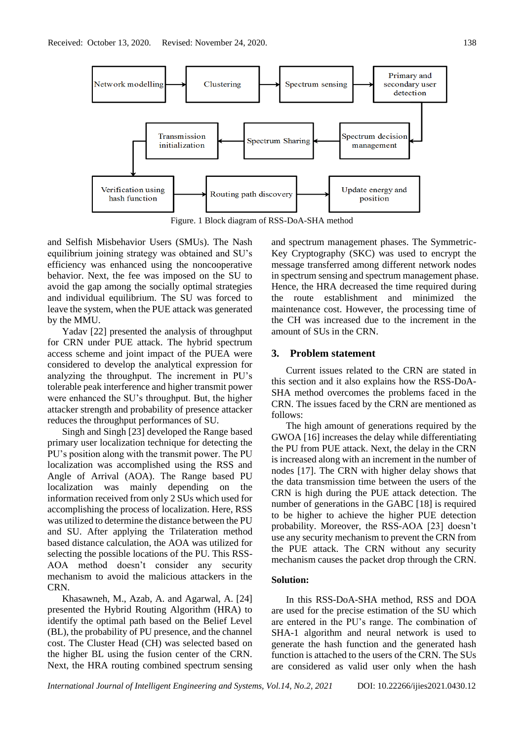Figure. 1 Block diagram of RSS-DoA-SHA method

and Selfish Misbehavior Users (SMUs). The Nash equilibrium joining strategy was obtained and SU's efficiency was enhanced using the noncooperative behavior. Next, the fee was imposed on the SU to avoid the gap among the socially optimal strategies and individual equilibrium. The SU was forced to leave the system, when the PUE attack was generated by the MMU.

Yadav [22] presented the analysis of throughput for CRN under PUE attack. The hybrid spectrum access scheme and joint impact of the PUEA were considered to develop the analytical expression for analyzing the throughput. The increment in PU's tolerable peak interference and higher transmit power were enhanced the SU's throughput. But, the higher attacker strength and probability of presence attacker reduces the throughput performances of SU.

Singh and Singh [23] developed the Range based primary user localization technique for detecting the PU's position along with the transmit power. The PU localization was accomplished using the RSS and Angle of Arrival (AOA). The Range based PU localization was mainly depending on the information received from only 2 SUs which used for accomplishing the process of localization. Here, RSS was utilized to determine the distance between the PU and SU. After applying the Trilateration method based distance calculation, the AOA was utilized for selecting the possible locations of the PU. This RSS-AOA method doesn't consider any security mechanism to avoid the malicious attackers in the CRN.

Khasawneh, M., Azab, A. and Agarwal, A. [24] presented the Hybrid Routing Algorithm (HRA) to identify the optimal path based on the Belief Level (BL), the probability of PU presence, and the channel cost. The Cluster Head (CH) was selected based on the higher BL using the fusion center of the CRN. Next, the HRA routing combined spectrum sensing and spectrum management phases. The Symmetric-Key Cryptography (SKC) was used to encrypt the message transferred among different network nodes in spectrum sensing and spectrum management phase. Hence, the HRA decreased the time required during the route establishment and minimized the maintenance cost. However, the processing time of the CH was increased due to the increment in the amount of SUs in the CRN.

## 3. Problem statement

Current issues related to the CRN are stated in this section and it also explains how the RSS-DoA-SHA method overcomes the problems faced in the CRN. The issues faced by the CRN are mentioned as follows:

The high amount of generations required by the GWOA [16] increases the delay while differentiating the PU from PUE attack. Next, the delay in the CRN is increased along with an increment in the number of nodes [17]. The CRN with higher delay shows that the data transmission time between the users of the CRN is high during the PUE attack detection. The number of generations in the GABC [18] is required to be higher to achieve the higher PUE detection probability. Moreover, the RSS-AOA [23] doesn't use any security mechanism to prevent the CRN from the PUE attack. The CRN without any security mechanism causes the packet drop through the CRN.

**Solution:**

In this RSS-DoA-SHA method, RSS and DOA are used for the precise estimation of the SU which are entered in the PU's range. The combination of SHA-1 algorithm and neural network is used to generate the hash function and the generated hash function is attached to the users of the CRN. The SUs are considered as valid user only when the hash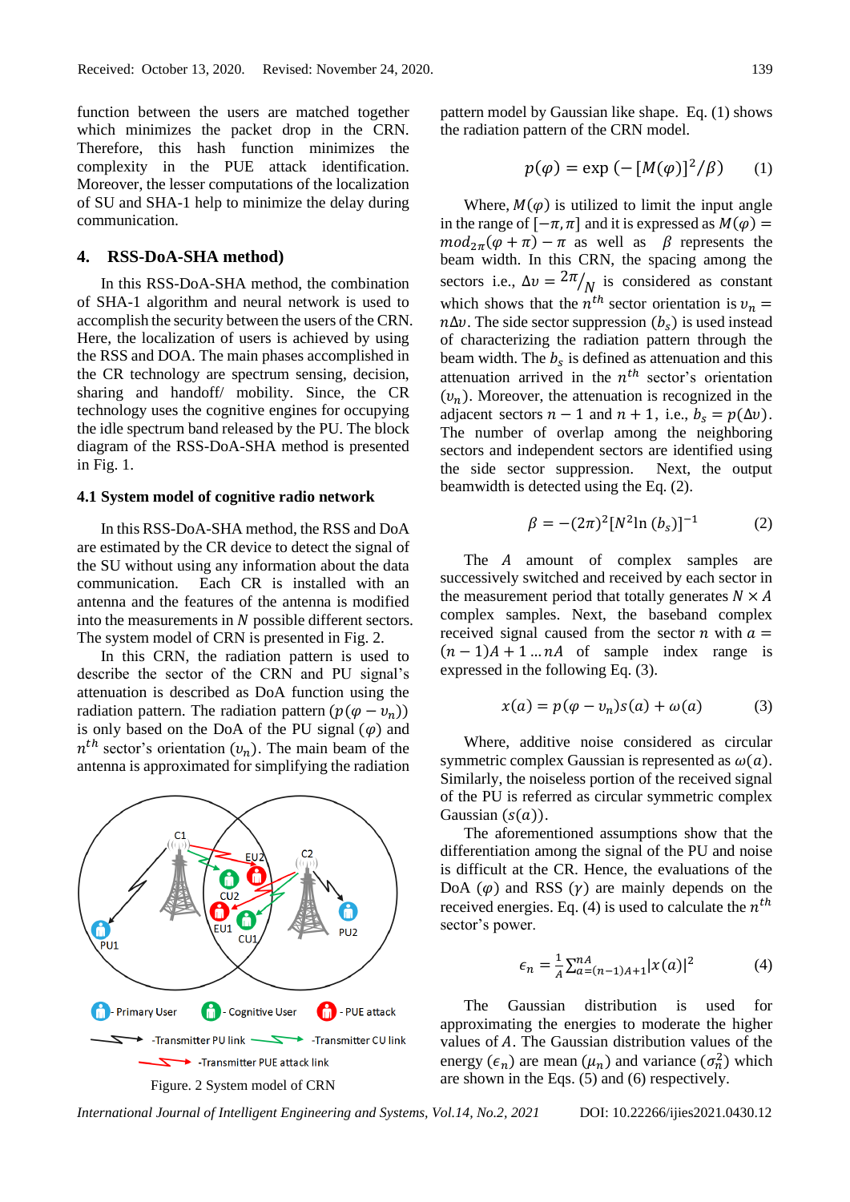function between the users are matched together which minimizes the packet drop in the CRN. Therefore, this hash function minimizes the complexity in the PUE attack identification. Moreover, the lesser computations of the localization of SU and SHA-1 help to minimize the delay during communication.

## 4. RSS-DoA-SHA method)

In this RSS-DoA-SHA method, the combination of SHA-1 algorithm and neural network is used to accomplish the security between the users of the CRN. Here, the localization of users is achieved by using the RSS and DOA. The main phases accomplished in the CR technology are spectrum sensing, decision, sharing and handoff/ mobility. Since, the CR technology uses the cognitive engines for occupying the idle spectrum band released by the PU. The block diagram of the RSS-DoA-SHA method is presented in Fig. 1.

### 4.1 System model of cognitive radio network

In this RSS-DoA-SHA method, the RSS and DoA are estimated by the CR device to detect the signal of the SU without using any information about the data communication. Each CR is installed with an antenna and the features of the antenna is modified into the measurements in $N$ possible different sectors. The system model of CRN is presented in Fig. 2.

In this CRN, the radiation pattern is used to describe the sector of the CRN and PU signal's attenuation is described as DoA function using the radiation pattern. The radiation pattern ($p(\varphi - \upsilon_n)$) is only based on the DoA of the PU signal ($\varphi$) and $n^{th}$ sector's orientation ($\upsilon_n$). The main beam of the antenna is approximated for simplifying the radiation pattern model by Gaussian like shape. Eq. (1) shows the radiation pattern of the CRN model.

C1
EU2
C2
CU2
EU1
CU1
PU1
PU2
- Primary User
- Cognitive User
- PUE attack
-Transmitter PU link
-Transmitter CU link
-Transmitter PUE attack link

Figure. 2 System model of CRN

$$p(\varphi) = \exp\left(-[M(\varphi)]^2/\beta\right) \tag{1}$$

Where, $M(\varphi)$ is utilized to limit the input angle in the range of $[-\pi, \pi]$ and it is expressed as $M(\varphi) = mod_{2\pi}(\varphi + \pi) - \pi$ as well as $\beta$ represents the beam width. In this CRN, the spacing among the sectors i.e., $\Delta\upsilon = {2\pi}/{N}$ is considered as constant which shows that the $n^{th}$ sector orientation is $\upsilon_n = n\Delta\upsilon$. The side sector suppression ($b_s$) is used instead of characterizing the radiation pattern through the beam width. The $b_s$ is defined as attenuation and this attenuation arrived in the $n^{th}$ sector's orientation ($\upsilon_n$). Moreover, the attenuation is recognized in the adjacent sectors $n-1$ and $n+1$, i.e., $b_s = p(\Delta\upsilon)$. The number of overlap among the neighboring sectors and independent sectors are identified using the side sector suppression. Next, the output beamwidth is detected using the Eq. (2).

$$\beta = -(2\pi)^2[N^2 \ln{(b_s)}]^{-1} \tag{2}$$

The $A$ amount of complex samples are successively switched and received by each sector in the measurement period that totally generates $N \times A$ complex samples. Next, the baseband complex received signal caused from the sector $n$ with $a = (n-1)A + 1 \ldots nA$ of sample index range is expressed in the following Eq. (3).

$$x(a) = p(\varphi - \upsilon_n)s(a) + \omega(a) \tag{3}$$

Where, additive noise considered as circular symmetric complex Gaussian is represented as $\omega(a)$. Similarly, the noiseless portion of the received signal of the PU is referred as circular symmetric complex Gaussian ($s(a)$).

The aforementioned assumptions show that the differentiation among the signal of the PU and noise is difficult at the CR. Hence, the evaluations of the DoA ($\varphi$) and RSS ($\gamma$) are mainly depends on the received energies. Eq. (4) is used to calculate the $n^{th}$ sector's power.

$$\epsilon_n = \frac{1}{A}\sum_{a=(n-1)A+1}^{nA} |x(a)|^2 \tag{4}$$

The Gaussian distribution is used for approximating the energies to moderate the higher values of $A$. The Gaussian distribution values of the energy ($\epsilon_n$) are mean ($\mu_n$) and variance ($\sigma_n^2$) which are shown in the Eqs. (5) and (6) respectively.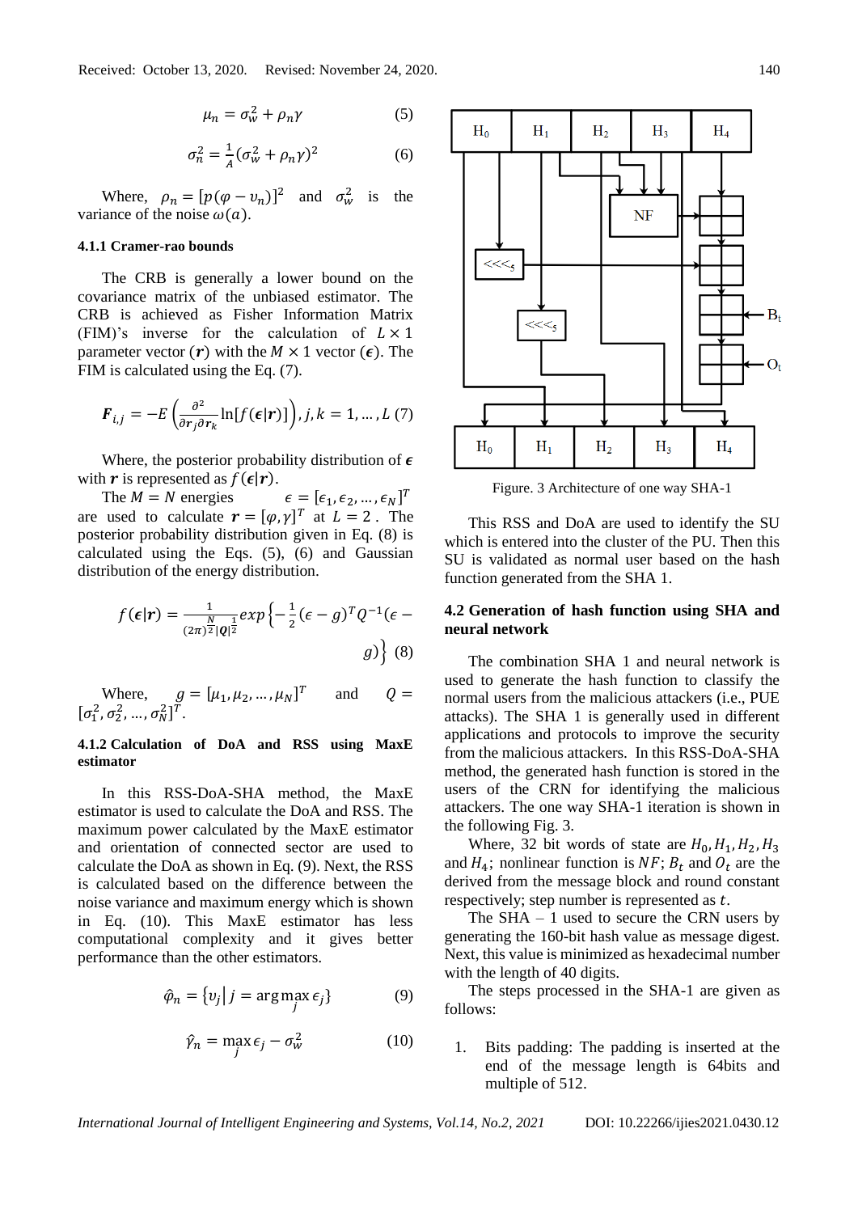$$\mu_n = \sigma_w^2 + \rho_n \gamma \quad (5)$$

$$\sigma_n^2 = \frac{1}{A}(\sigma_w^2 + \rho_n \gamma)^2 \quad (6)$$

Where, $\rho_n = [p(\varphi - \upsilon_n)]^2$ and $\sigma_w^2$ is the variance of the noise $\omega(a)$.

#### 4.1.1 Cramer-rao bounds

The CRB is generally a lower bound on the covariance matrix of the unbiased estimator. The CRB is achieved as Fisher Information Matrix (FIM)'s inverse for the calculation of $L \times 1$ parameter vector ($\boldsymbol{r}$) with the $M \times 1$ vector ($\boldsymbol{\epsilon}$). The FIM is calculated using the Eq. (7).

$$\boldsymbol{F}_{i,j} = -E\left(\frac{\partial^2}{\partial \boldsymbol{r}_j \partial \boldsymbol{r}_k} \ln[f(\boldsymbol{\epsilon}|\boldsymbol{r})]\right), j,k = 1, \ldots, L \quad (7)$$

Where, the posterior probability distribution of $\boldsymbol{\epsilon}$ with $\boldsymbol{r}$ is represented as $f(\boldsymbol{\epsilon}|\boldsymbol{r})$.

The $M = N$ energies $\epsilon = [\epsilon_1, \epsilon_2, \ldots, \epsilon_N]^T$ are used to calculate $\boldsymbol{r} = [\varphi, \gamma]^T$ at $L = 2$. The posterior probability distribution given in Eq. (8) is calculated using the Eqs. (5), (6) and Gaussian distribution of the energy distribution.

$$f(\boldsymbol{\epsilon}|\boldsymbol{r}) = \frac{1}{(2\pi)^{\frac{N}{2}}|\boldsymbol{Q}|^{\frac{1}{2}}} exp\left\{-\frac{1}{2}(\epsilon - g)^T Q^{-1}(\epsilon - g)\right\} \quad (8)$$

Where, $g = [\mu_1, \mu_2, \ldots, \mu_N]^T$ and $Q = [\sigma_1^2, \sigma_2^2, \ldots, \sigma_N^2]^T$.

#### 4.1.2 Calculation of DoA and RSS using MaxE estimator

In this RSS-DoA-SHA method, the MaxE estimator is used to calculate the DoA and RSS. The maximum power calculated by the MaxE estimator and orientation of connected sector are used to calculate the DoA as shown in Eq. (9). Next, the RSS is calculated based on the difference between the noise variance and maximum energy which is shown in Eq. (10). This MaxE estimator has less computational complexity and it gives better performance than the other estimators.

$$\hat{\varphi}_n = \{\upsilon_j | j = \arg\max_j \epsilon_j\} \quad (9)$$

$$\hat{\gamma}_n = \max_j \epsilon_j - \sigma_w^2 \quad (10)$$

Figure. 3 Architecture of one way SHA-1

This RSS and DoA are used to identify the SU which is entered into the cluster of the PU. Then this SU is validated as normal user based on the hash function generated from the SHA 1.

### 4.2 Generation of hash function using SHA and neural network

The combination SHA 1 and neural network is used to generate the hash function to classify the normal users from the malicious attackers (i.e., PUE attacks). The SHA 1 is generally used in different applications and protocols to improve the security from the malicious attackers. In this RSS-DoA-SHA method, the generated hash function is stored in the users of the CRN for identifying the malicious attackers. The one way SHA-1 iteration is shown in the following Fig. 3.

Where, 32 bit words of state are $H_0, H_1, H_2, H_3$ and $H_4$; nonlinear function is $NF$; $B_t$ and $O_t$ are the derived from the message block and round constant respectively; step number is represented as $t$.

The SHA – 1 used to secure the CRN users by generating the 160-bit hash value as message digest. Next, this value is minimized as hexadecimal number with the length of 40 digits.

The steps processed in the SHA-1 are given as follows:

1. Bits padding: The padding is inserted at the end of the message length is 64bits and multiple of 512.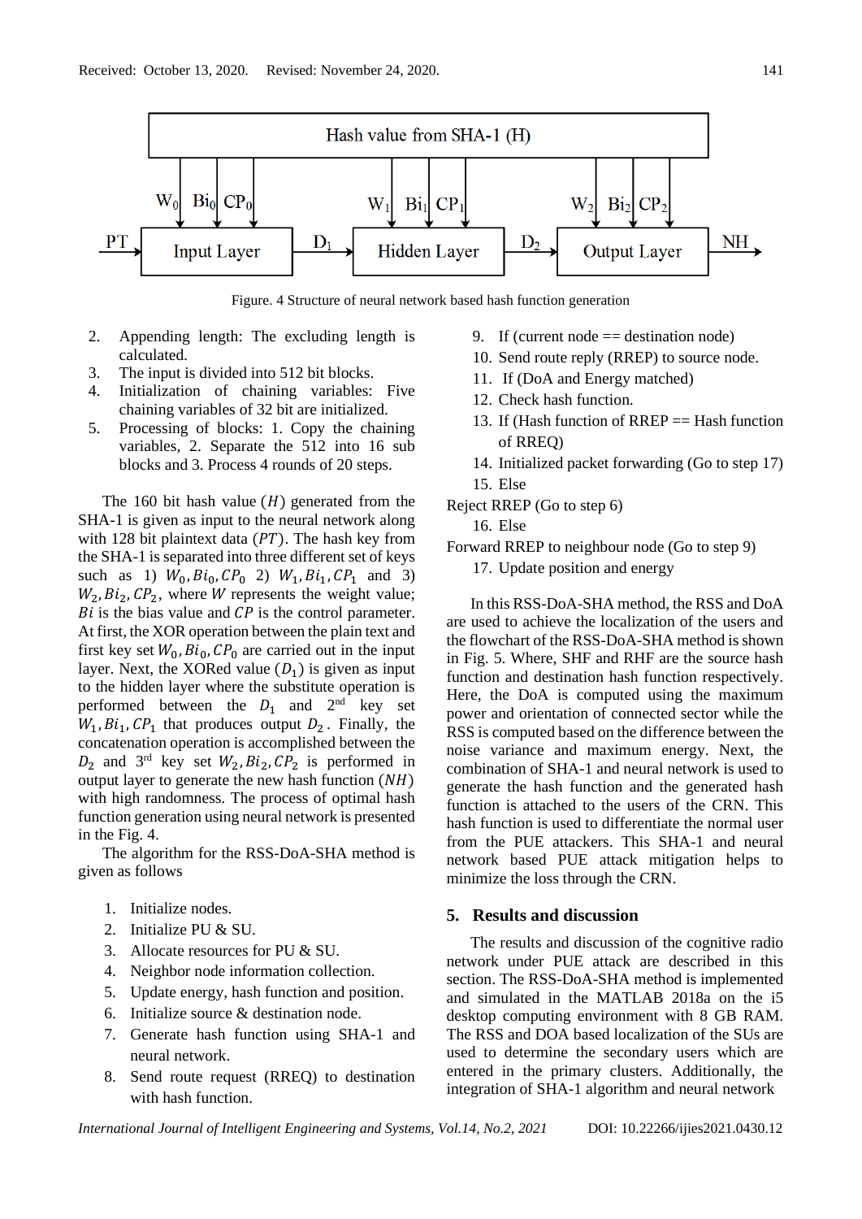Hash value from SHA-1 (H)

$W_0$ $Bi_0$ $CP_0$ $W_1$ $Bi_1$ $CP_1$ $W_2$ $Bi_2$ $CP_2$

PT → Input Layer → $D_1$ → Hidden Layer → $D_2$ → Output Layer → NH

Figure. 4 Structure of neural network based hash function generation

2. Appending length: The excluding length is calculated.
3. The input is divided into 512 bit blocks.
4. Initialization of chaining variables: Five chaining variables of 32 bit are initialized.
5. Processing of blocks: 1. Copy the chaining variables, 2. Separate the 512 into 16 sub blocks and 3. Process 4 rounds of 20 steps.

The 160 bit hash value ($H$) generated from the SHA-1 is given as input to the neural network along with 128 bit plaintext data ($PT$). The hash key from the SHA-1 is separated into three different set of keys such as 1) $W_0, Bi_0, CP_0$ 2) $W_1, Bi_1, CP_1$ and 3) $W_2, Bi_2, CP_2$, where $W$ represents the weight value; $Bi$ is the bias value and $CP$ is the control parameter. At first, the XOR operation between the plain text and first key set $W_0, Bi_0, CP_0$ are carried out in the input layer. Next, the XORed value ($D_1$) is given as input to the hidden layer where the substitute operation is performed between the $D_1$ and 2nd key set $W_1, Bi_1, CP_1$ that produces output $D_2$. Finally, the concatenation operation is accomplished between the $D_2$ and 3rd key set $W_2, Bi_2, CP_2$ is performed in output layer to generate the new hash function ($NH$) with high randomness. The process of optimal hash function generation using neural network is presented in the Fig. 4.

The algorithm for the RSS-DoA-SHA method is given as follows

1. Initialize nodes.
2. Initialize PU & SU.
3. Allocate resources for PU & SU.
4. Neighbor node information collection.
5. Update energy, hash function and position.
6. Initialize source & destination node.
7. Generate hash function using SHA-1 and neural network.
8. Send route request (RREQ) to destination with hash function.
9. If (current node == destination node)
10. Send route reply (RREP) to source node.
11. If (DoA and Energy matched)
12. Check hash function.
13. If (Hash function of RREP == Hash function of RREQ)
14. Initialized packet forwarding (Go to step 17)
15. Else

Reject RREP (Go to step 6)

16. Else

Forward RREP to neighbour node (Go to step 9)

17. Update position and energy

In this RSS-DoA-SHA method, the RSS and DoA are used to achieve the localization of the users and the flowchart of the RSS-DoA-SHA method is shown in Fig. 5. Where, SHF and RHF are the source hash function and destination hash function respectively. Here, the DoA is computed using the maximum power and orientation of connected sector while the RSS is computed based on the difference between the noise variance and maximum energy. Next, the combination of SHA-1 and neural network is used to generate the hash function and the generated hash function is attached to the users of the CRN. This hash function is used to differentiate the normal user from the PUE attackers. This SHA-1 and neural network based PUE attack mitigation helps to minimize the loss through the CRN.

## 5. Results and discussion

The results and discussion of the cognitive radio network under PUE attack are described in this section. The RSS-DoA-SHA method is implemented and simulated in the MATLAB 2018a on the i5 desktop computing environment with 8 GB RAM. The RSS and DOA based localization of the SUs are used to determine the secondary users which are entered in the primary clusters. Additionally, the integration of SHA-1 algorithm and neural network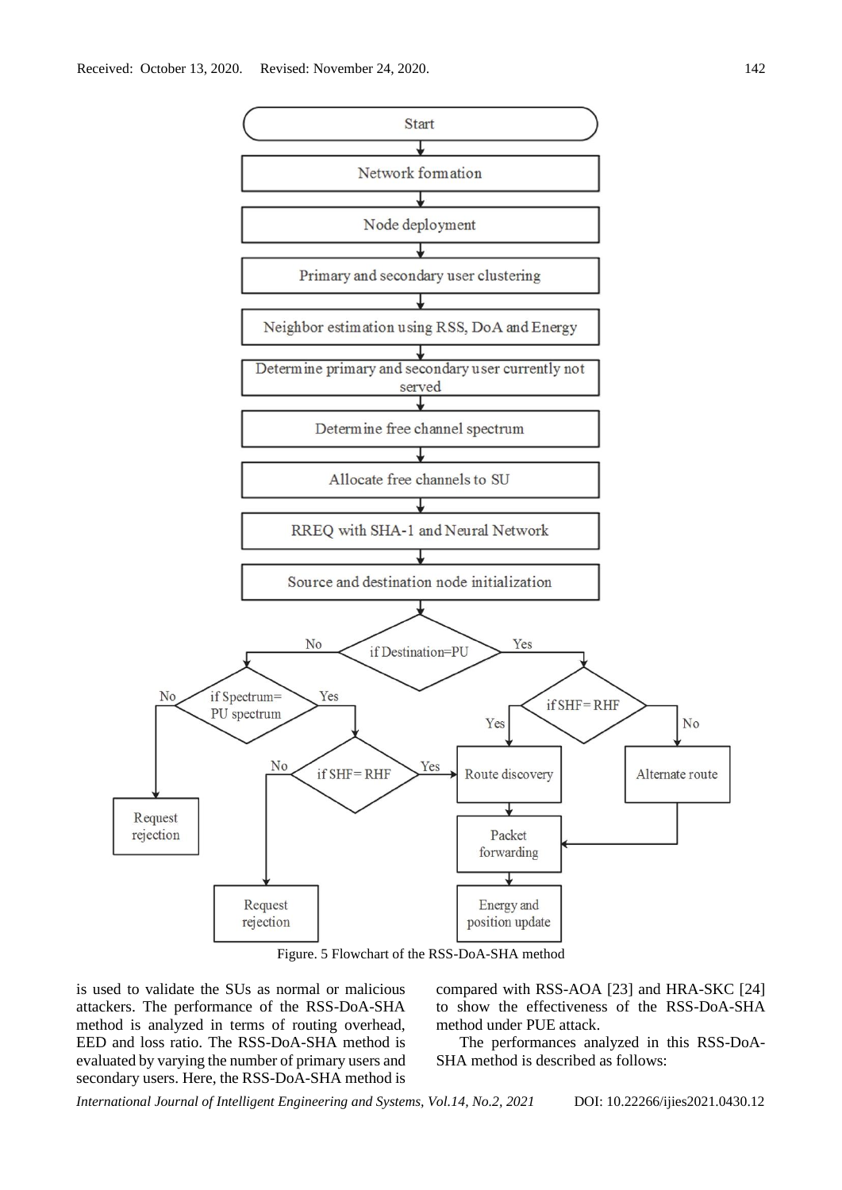Start

Network formation

Node deployment

Primary and secondary user clustering

Neighbor estimation using RSS, DoA and Energy

Determine primary and secondary user currently not served

Determine free channel spectrum

Allocate free channels to SU

RREQ with SHA-1 and Neural Network

Source and destination node initialization

if Destination=PU

No

Yes

if Spectrum= PU spectrum

No

Yes

Request rejection

if SHF= RHF

No

Yes

Request rejection

if SHF= RHF

Yes

No

Route discovery

Alternate route

Packet forwarding

Energy and position update

Figure. 5 Flowchart of the RSS-DoA-SHA method

is used to validate the SUs as normal or malicious attackers. The performance of the RSS-DoA-SHA method is analyzed in terms of routing overhead, EED and loss ratio. The RSS-DoA-SHA method is evaluated by varying the number of primary users and secondary users. Here, the RSS-DoA-SHA method is compared with RSS-AOA [23] and HRA-SKC [24] to show the effectiveness of the RSS-DoA-SHA method under PUE attack.

The performances analyzed in this RSS-DoA-SHA method is described as follows: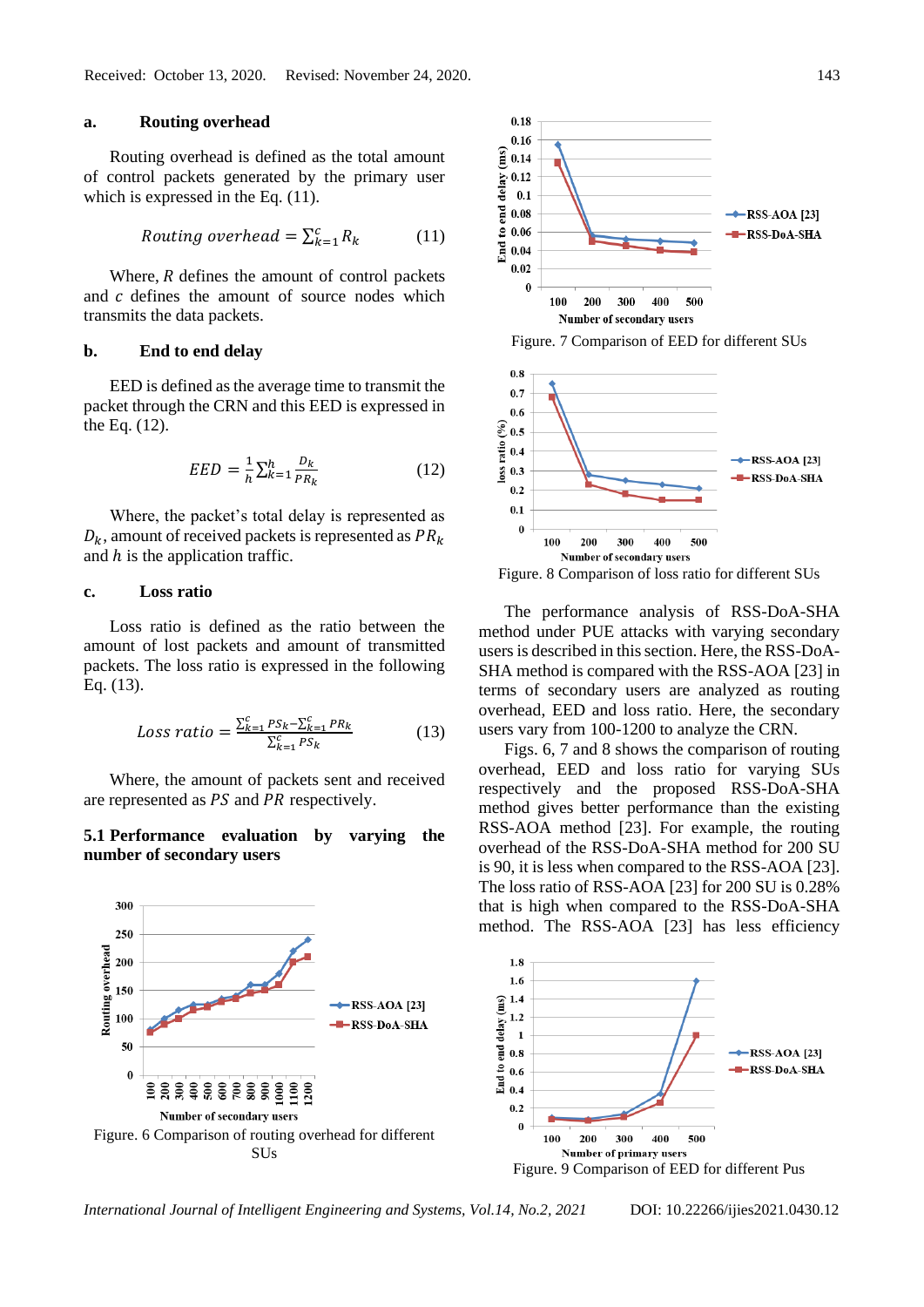### a. Routing overhead

Routing overhead is defined as the total amount of control packets generated by the primary user which is expressed in the Eq. (11).

$$Routing\ overhead = \sum_{k=1}^{c} R_k \tag{11}$$

Where, $R$ defines the amount of control packets and $c$ defines the amount of source nodes which transmits the data packets.

### b. End to end delay

EED is defined as the average time to transmit the packet through the CRN and this EED is expressed in the Eq. (12).

$$EED = \frac{1}{h}\sum_{k=1}^{h} \frac{D_k}{PR_k} \tag{12}$$

Where, the packet's total delay is represented as $D_k$, amount of received packets is represented as $PR_k$ and $h$ is the application traffic.

### c. Loss ratio

Loss ratio is defined as the ratio between the amount of lost packets and amount of transmitted packets. The loss ratio is expressed in the following Eq. (13).

$$Loss\ ratio = \frac{\sum_{k=1}^{c} PS_k - \sum_{k=1}^{c} PR_k}{\sum_{k=1}^{c} PS_k} \tag{13}$$

Where, the amount of packets sent and received are represented as $PS$ and $PR$ respectively.

### 5.1 Performance evaluation by varying the number of secondary users

Routing overhead
300
250
200
150
100
50
0
100 200 300 400 500 600 700 800 900 1000 1100 1200
Number of secondary users
RSS-AOA [23]
RSS-DoA-SHA

Figure. 6 Comparison of routing overhead for different SUs

End to end delay (ms)
0.18
0.16
0.14
0.12
0.1
0.08
0.06
0.04
0.02
0
100 200 300 400 500
Number of secondary users
RSS-AOA [23]
RSS-DoA-SHA

Figure. 7 Comparison of EED for different SUs

loss ratio (%)
0.8
0.7
0.6
0.5
0.4
0.3
0.2
0.1
0
100 200 300 400 500
Number of secondary users
RSS-AOA [23]
RSS-DoA-SHA

Figure. 8 Comparison of loss ratio for different SUs

The performance analysis of RSS-DoA-SHA method under PUE attacks with varying secondary users is described in this section. Here, the RSS-DoA-SHA method is compared with the RSS-AOA [23] in terms of secondary users are analyzed as routing overhead, EED and loss ratio. Here, the secondary users vary from 100-1200 to analyze the CRN.

Figs. 6, 7 and 8 shows the comparison of routing overhead, EED and loss ratio for varying SUs respectively and the proposed RSS-DoA-SHA method gives better performance than the existing RSS-AOA method [23]. For example, the routing overhead of the RSS-DoA-SHA method for 200 SU is 90, it is less when compared to the RSS-AOA [23]. The loss ratio of RSS-AOA [23] for 200 SU is 0.28% that is high when compared to the RSS-DoA-SHA method. The RSS-AOA [23] has less efficiency

End to end delay (ms)
1.8
1.6
1.4
1.2
1
0.8
0.6
0.4
0.2
0
100 200 300 400 500
Number of primary users
RSS-AOA [23]
RSS-DoA-SHA

Figure. 9 Comparison of EED for different Pus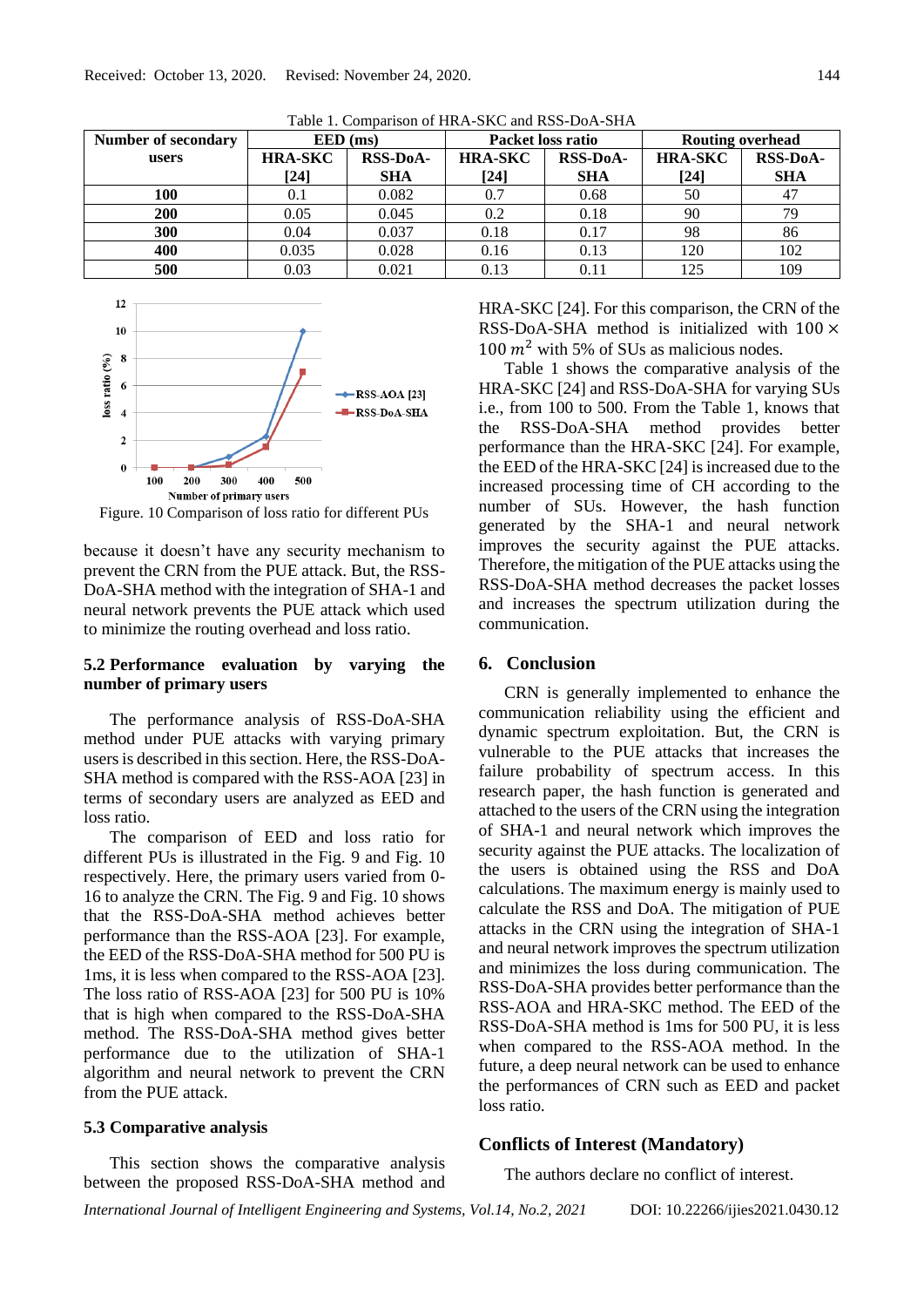Table 1. Comparison of HRA-SKC and RSS-DoA-SHA

| Number of secondary users | EED (ms) | | Packet loss ratio | | Routing overhead | |
|---|---|---|---|---|---|---|
| | HRA-SKC [24] | RSS-DoA-SHA | HRA-SKC [24] | RSS-DoA-SHA | HRA-SKC [24] | RSS-DoA-SHA |
| **100** | 0.1 | 0.082 | 0.7 | 0.68 | 50 | 47 |
| **200** | 0.05 | 0.045 | 0.2 | 0.18 | 90 | 79 |
| **300** | 0.04 | 0.037 | 0.18 | 0.17 | 98 | 86 |
| **400** | 0.035 | 0.028 | 0.16 | 0.13 | 120 | 102 |
| **500** | 0.03 | 0.021 | 0.13 | 0.11 | 125 | 109 |

Figure. 10 Comparison of loss ratio for different PUs

because it doesn't have any security mechanism to prevent the CRN from the PUE attack. But, the RSS-DoA-SHA method with the integration of SHA-1 and neural network prevents the PUE attack which used to minimize the routing overhead and loss ratio.

### 5.2 Performance evaluation by varying the number of primary users

The performance analysis of RSS-DoA-SHA method under PUE attacks with varying primary users is described in this section. Here, the RSS-DoA-SHA method is compared with the RSS-AOA [23] in terms of secondary users are analyzed as EED and loss ratio.

The comparison of EED and loss ratio for different PUs is illustrated in the Fig. 9 and Fig. 10 respectively. Here, the primary users varied from 0-16 to analyze the CRN. The Fig. 9 and Fig. 10 shows that the RSS-DoA-SHA method achieves better performance than the RSS-AOA [23]. For example, the EED of the RSS-DoA-SHA method for 500 PU is 1ms, it is less when compared to the RSS-AOA [23]. The loss ratio of RSS-AOA [23] for 500 PU is 10% that is high when compared to the RSS-DoA-SHA method. The RSS-DoA-SHA method gives better performance due to the utilization of SHA-1 algorithm and neural network to prevent the CRN from the PUE attack.

### 5.3 Comparative analysis

This section shows the comparative analysis between the proposed RSS-DoA-SHA method and HRA-SKC [24]. For this comparison, the CRN of the RSS-DoA-SHA method is initialized with $100 \times 100\ m^2$ with 5% of SUs as malicious nodes.

Table 1 shows the comparative analysis of the HRA-SKC [24] and RSS-DoA-SHA for varying SUs i.e., from 100 to 500. From the Table 1, knows that the RSS-DoA-SHA method provides better performance than the HRA-SKC [24]. For example, the EED of the HRA-SKC [24] is increased due to the increased processing time of CH according to the number of SUs. However, the hash function generated by the SHA-1 and neural network improves the security against the PUE attacks. Therefore, the mitigation of the PUE attacks using the RSS-DoA-SHA method decreases the packet losses and increases the spectrum utilization during the communication.

## 6. Conclusion

CRN is generally implemented to enhance the communication reliability using the efficient and dynamic spectrum exploitation. But, the CRN is vulnerable to the PUE attacks that increases the failure probability of spectrum access. In this research paper, the hash function is generated and attached to the users of the CRN using the integration of SHA-1 and neural network which improves the security against the PUE attacks. The localization of the users is obtained using the RSS and DoA calculations. The maximum energy is mainly used to calculate the RSS and DoA. The mitigation of PUE attacks in the CRN using the integration of SHA-1 and neural network improves the spectrum utilization and minimizes the loss during communication. The RSS-DoA-SHA provides better performance than the RSS-AOA and HRA-SKC method. The EED of the RSS-DoA-SHA method is 1ms for 500 PU, it is less when compared to the RSS-AOA method. In the future, a deep neural network can be used to enhance the performances of CRN such as EED and packet loss ratio.

## Conflicts of Interest (Mandatory)

The authors declare no conflict of interest.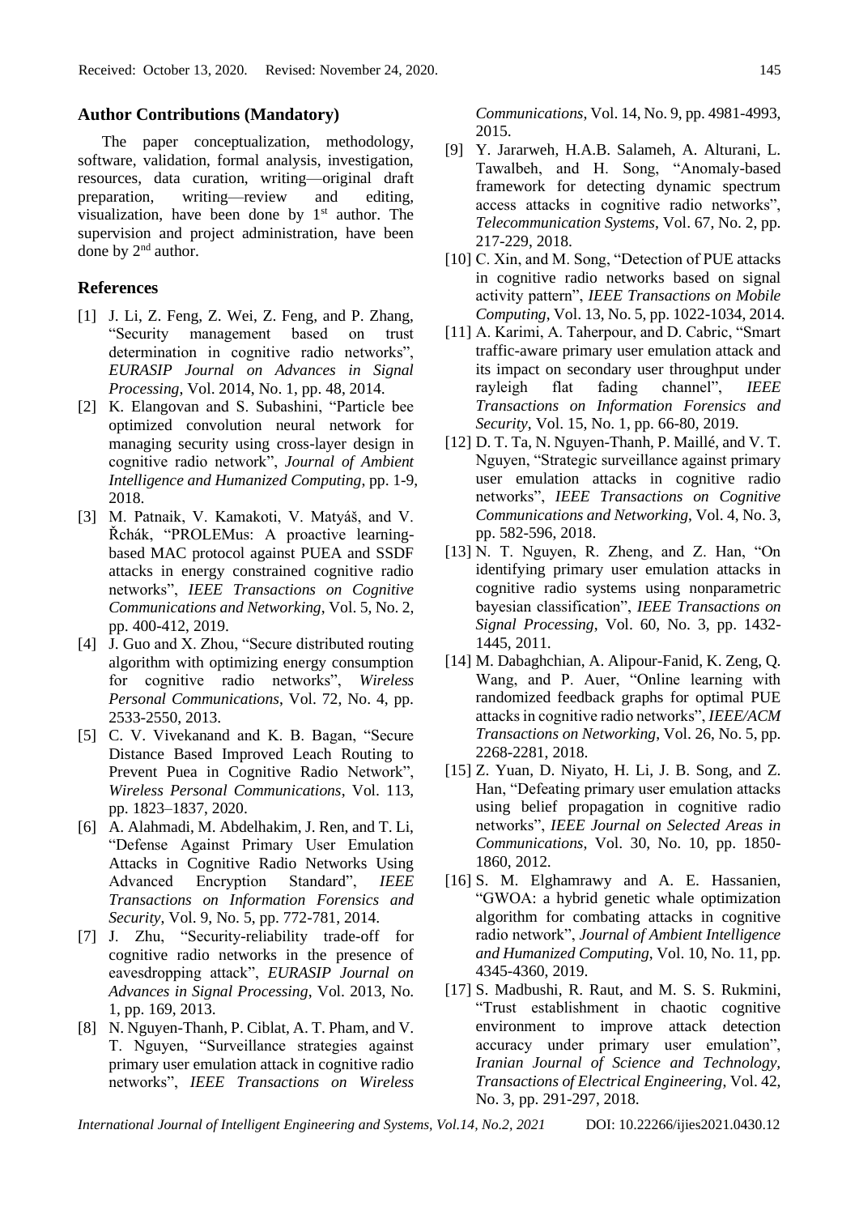## Author Contributions (Mandatory)

The paper conceptualization, methodology, software, validation, formal analysis, investigation, resources, data curation, writing—original draft preparation, writing—review and editing, visualization, have been done by 1st author. The supervision and project administration, have been done by 2nd author.

## References

[1] J. Li, Z. Feng, Z. Wei, Z. Feng, and P. Zhang, "Security management based on trust determination in cognitive radio networks", *EURASIP Journal on Advances in Signal Processing*, Vol. 2014, No. 1, pp. 48, 2014.

[2] K. Elangovan and S. Subashini, "Particle bee optimized convolution neural network for managing security using cross-layer design in cognitive radio network", *Journal of Ambient Intelligence and Humanized Computing*, pp. 1-9, 2018.

[3] M. Patnaik, V. Kamakoti, V. Matyáš, and V. Řchák, "PROLEMus: A proactive learning-based MAC protocol against PUEA and SSDF attacks in energy constrained cognitive radio networks", *IEEE Transactions on Cognitive Communications and Networking*, Vol. 5, No. 2, pp. 400-412, 2019.

[4] J. Guo and X. Zhou, "Secure distributed routing algorithm with optimizing energy consumption for cognitive radio networks", *Wireless Personal Communications*, Vol. 72, No. 4, pp. 2533-2550, 2013.

[5] C. V. Vivekanand and K. B. Bagan, "Secure Distance Based Improved Leach Routing to Prevent Puea in Cognitive Radio Network", *Wireless Personal Communications*, Vol. 113, pp. 1823–1837, 2020.

[6] A. Alahmadi, M. Abdelhakim, J. Ren, and T. Li, "Defense Against Primary User Emulation Attacks in Cognitive Radio Networks Using Advanced Encryption Standard", *IEEE Transactions on Information Forensics and Security*, Vol. 9, No. 5, pp. 772-781, 2014.

[7] J. Zhu, "Security-reliability trade-off for cognitive radio networks in the presence of eavesdropping attack", *EURASIP Journal on Advances in Signal Processing*, Vol. 2013, No. 1, pp. 169, 2013.

[8] N. Nguyen-Thanh, P. Ciblat, A. T. Pham, and V. T. Nguyen, "Surveillance strategies against primary user emulation attack in cognitive radio networks", *IEEE Transactions on Wireless Communications*, Vol. 14, No. 9, pp. 4981-4993, 2015.

[9] Y. Jararweh, H.A.B. Salameh, A. Alturani, L. Tawalbeh, and H. Song, "Anomaly-based framework for detecting dynamic spectrum access attacks in cognitive radio networks", *Telecommunication Systems*, Vol. 67, No. 2, pp. 217-229, 2018.

[10] C. Xin, and M. Song, "Detection of PUE attacks in cognitive radio networks based on signal activity pattern", *IEEE Transactions on Mobile Computing*, Vol. 13, No. 5, pp. 1022-1034, 2014.

[11] A. Karimi, A. Taherpour, and D. Cabric, "Smart traffic-aware primary user emulation attack and its impact on secondary user throughput under rayleigh flat fading channel", *IEEE Transactions on Information Forensics and Security*, Vol. 15, No. 1, pp. 66-80, 2019.

[12] D. T. Ta, N. Nguyen-Thanh, P. Maillé, and V. T. Nguyen, "Strategic surveillance against primary user emulation attacks in cognitive radio networks", *IEEE Transactions on Cognitive Communications and Networking*, Vol. 4, No. 3, pp. 582-596, 2018.

[13] N. T. Nguyen, R. Zheng, and Z. Han, "On identifying primary user emulation attacks in cognitive radio systems using nonparametric bayesian classification", *IEEE Transactions on Signal Processing*, Vol. 60, No. 3, pp. 1432-1445, 2011.

[14] M. Dabaghchian, A. Alipour-Fanid, K. Zeng, Q. Wang, and P. Auer, "Online learning with randomized feedback graphs for optimal PUE attacks in cognitive radio networks", *IEEE/ACM Transactions on Networking*, Vol. 26, No. 5, pp. 2268-2281, 2018.

[15] Z. Yuan, D. Niyato, H. Li, J. B. Song, and Z. Han, "Defeating primary user emulation attacks using belief propagation in cognitive radio networks", *IEEE Journal on Selected Areas in Communications*, Vol. 30, No. 10, pp. 1850-1860, 2012.

[16] S. M. Elghamrawy and A. E. Hassanien, "GWOA: a hybrid genetic whale optimization algorithm for combating attacks in cognitive radio network", *Journal of Ambient Intelligence and Humanized Computing*, Vol. 10, No. 11, pp. 4345-4360, 2019.

[17] S. Madbushi, R. Raut, and M. S. S. Rukmini, "Trust establishment in chaotic cognitive environment to improve attack detection accuracy under primary user emulation", *Iranian Journal of Science and Technology, Transactions of Electrical Engineering*, Vol. 42, No. 3, pp. 291-297, 2018.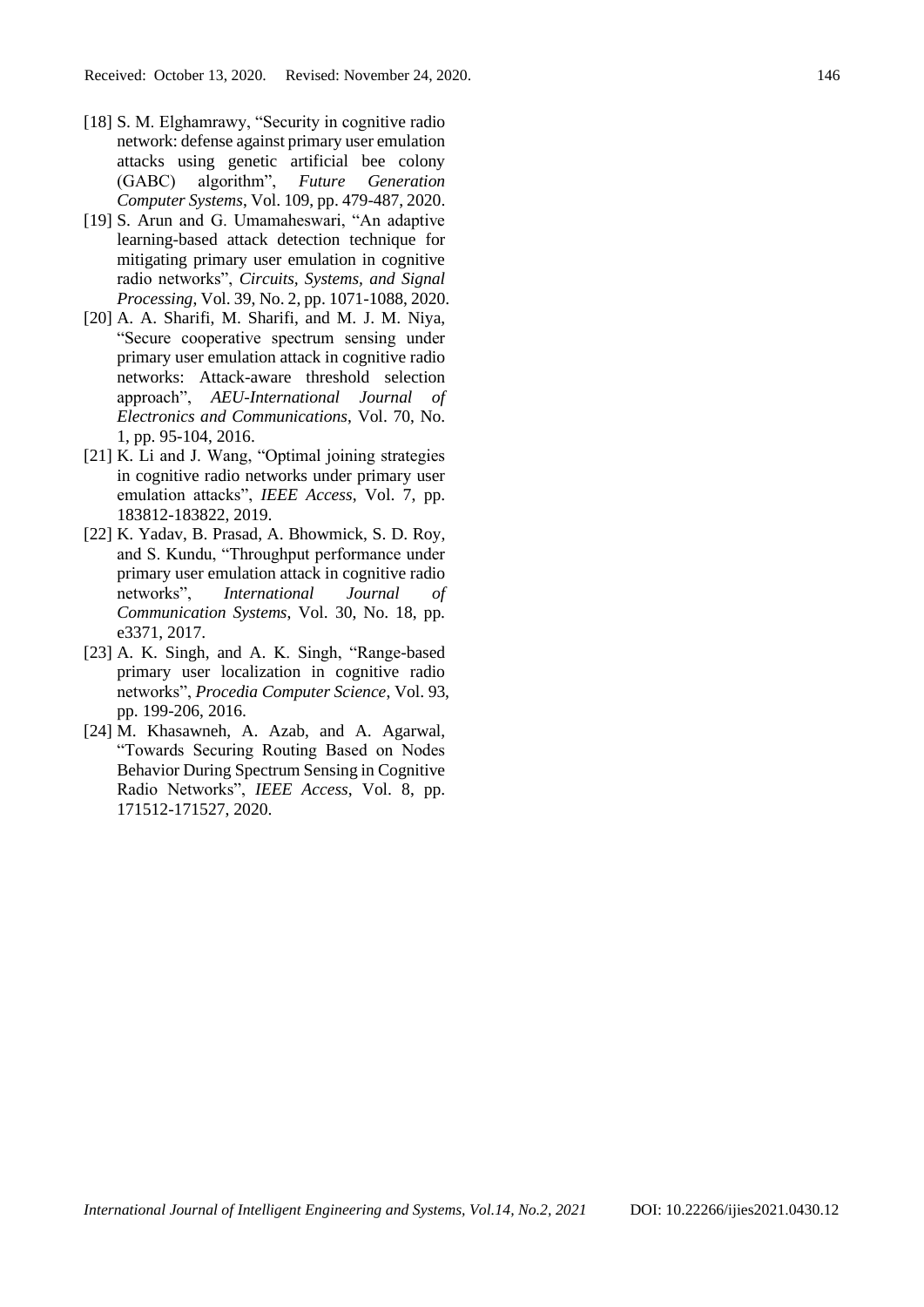[18] S. M. Elghamrawy, "Security in cognitive radio network: defense against primary user emulation attacks using genetic artificial bee colony (GABC) algorithm", *Future Generation Computer Systems*, Vol. 109, pp. 479-487, 2020.

[19] S. Arun and G. Umamaheswari, "An adaptive learning-based attack detection technique for mitigating primary user emulation in cognitive radio networks", *Circuits, Systems, and Signal Processing*, Vol. 39, No. 2, pp. 1071-1088, 2020.

[20] A. A. Sharifi, M. Sharifi, and M. J. M. Niya, "Secure cooperative spectrum sensing under primary user emulation attack in cognitive radio networks: Attack-aware threshold selection approach", *AEU-International Journal of Electronics and Communications*, Vol. 70, No. 1, pp. 95-104, 2016.

[21] K. Li and J. Wang, "Optimal joining strategies in cognitive radio networks under primary user emulation attacks", *IEEE Access*, Vol. 7, pp. 183812-183822, 2019.

[22] K. Yadav, B. Prasad, A. Bhowmick, S. D. Roy, and S. Kundu, "Throughput performance under primary user emulation attack in cognitive radio networks", *International Journal of Communication Systems*, Vol. 30, No. 18, pp. e3371, 2017.

[23] A. K. Singh, and A. K. Singh, "Range-based primary user localization in cognitive radio networks", *Procedia Computer Science*, Vol. 93, pp. 199-206, 2016.

[24] M. Khasawneh, A. Azab, and A. Agarwal, "Towards Securing Routing Based on Nodes Behavior During Spectrum Sensing in Cognitive Radio Networks", *IEEE Access*, Vol. 8, pp. 171512-171527, 2020.